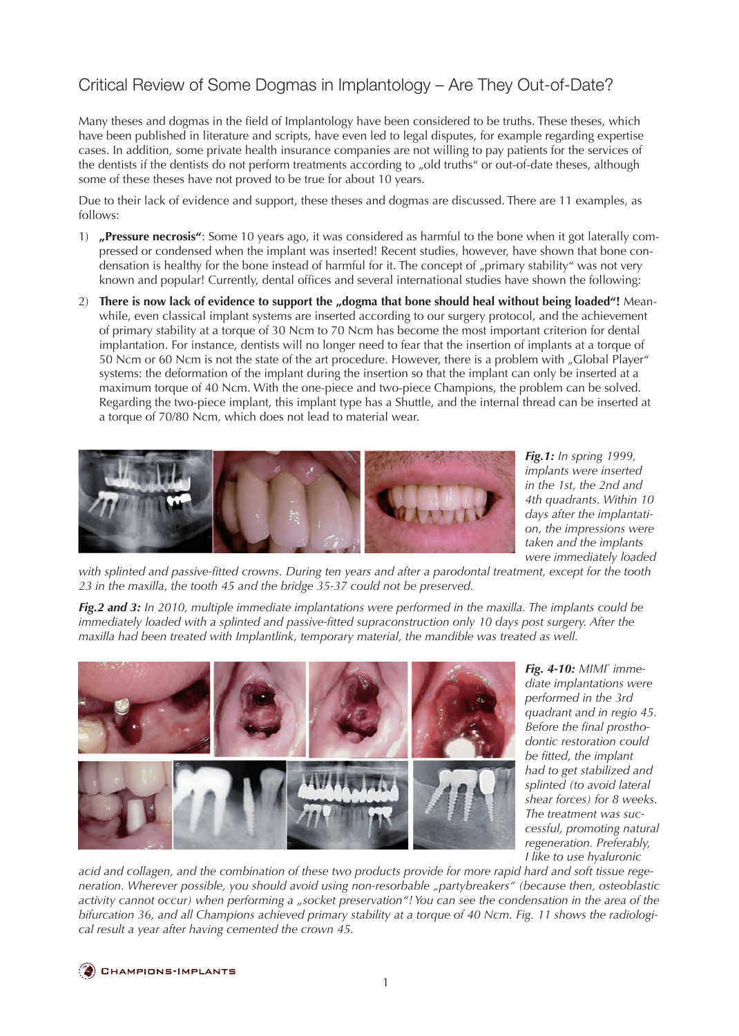# Critical Review of Some Dogmas in Implantology – Are They Out-of-Date?

Many theses and dogmas in the field of Implantology have been considered to be truths. These theses, which have been published in literature and scripts, have even led to legal disputes, for example regarding expertise cases. In addition, some private health insurance companies are not willing to pay patients for the services of the dentists if the dentists do not perform treatments according to „old truths" or out-of-date theses, although some of these theses have not proved to be true for about 10 years.

Due to their lack of evidence and support, these theses and dogmas are discussed. There are 11 examples, as follows:

1) **„Pressure necrosis"**: Some 10 years ago, it was considered as harmful to the bone when it got laterally compressed or condensed when the implant was inserted! Recent studies, however, have shown that bone condensation is healthy for the bone instead of harmful for it. The concept of „primary stability" was not very known and popular! Currently, dental offices and several international studies have shown the following:

2) **There is now lack of evidence to support the „dogma that bone should heal without being loaded"!** Meanwhile, even classical implant systems are inserted according to our surgery protocol, and the achievement of primary stability at a torque of 30 Ncm to 70 Ncm has become the most important criterion for dental implantation. For instance, dentists will no longer need to fear that the insertion of implants at a torque of 50 Ncm or 60 Ncm is not the state of the art procedure. However, there is a problem with „Global Player" systems: the deformation of the implant during the insertion so that the implant can only be inserted at a maximum torque of 40 Ncm. With the one-piece and two-piece Champions, the problem can be solved. Regarding the two-piece implant, this implant type has a Shuttle, and the internal thread can be inserted at a torque of 70/80 Ncm, which does not lead to material wear.

***Fig.1:*** *In spring 1999, implants were inserted in the 1st, the 2nd and 4th quadrants. Within 10 days after the implantation, the impressions were taken and the implants were immediately loaded with splinted and passive-fitted crowns. During ten years and after a parodontal treatment, except for the tooth 23 in the maxilla, the tooth 45 and the bridge 35-37 could not be preserved.*

***Fig.2 and 3:*** *In 2010, multiple immediate implantations were performed in the maxilla. The implants could be immediately loaded with a splinted and passive-fitted supraconstruction only 10 days post surgery. After the maxilla had been treated with Implantlink, temporary material, the mandible was treated as well.*

***Fig. 4-10:*** *MIMI® immediate implantations were performed in the 3rd quadrant and in regio 45. Before the final prosthodontic restoration could be fitted, the implant had to get stabilized and splinted (to avoid lateral shear forces) for 8 weeks. The treatment was successful, promoting natural regeneration. Preferably, I like to use hyaluronic acid and collagen, and the combination of these two products provide for more rapid hard and soft tissue regeneration. Wherever possible, you should avoid using non-resorbable „partybreakers" (because then, osteoblastic activity cannot occur) when performing a „socket preservation"! You can see the condensation in the area of the bifurcation 36, and all Champions achieved primary stability at a torque of 40 Ncm. Fig. 11 shows the radiological result a year after having cemented the crown 45.*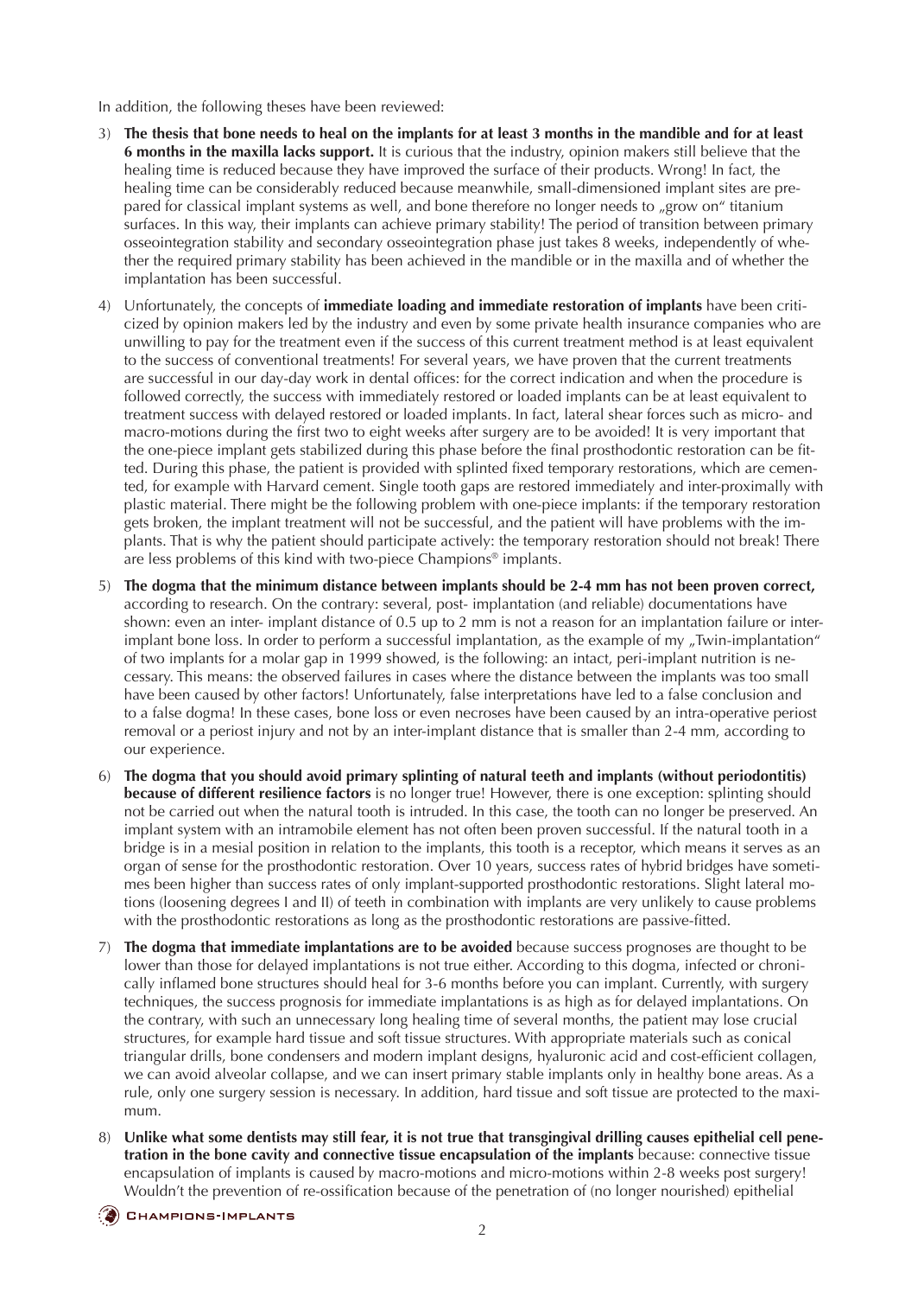In addition, the following theses have been reviewed:

3) **The thesis that bone needs to heal on the implants for at least 3 months in the mandible and for at least 6 months in the maxilla lacks support.** It is curious that the industry, opinion makers still believe that the healing time is reduced because they have improved the surface of their products. Wrong! In fact, the healing time can be considerably reduced because meanwhile, small-dimensioned implant sites are prepared for classical implant systems as well, and bone therefore no longer needs to „grow on" titanium surfaces. In this way, their implants can achieve primary stability! The period of transition between primary osseointegration stability and secondary osseointegration phase just takes 8 weeks, independently of whether the required primary stability has been achieved in the mandible or in the maxilla and of whether the implantation has been successful.

4) Unfortunately, the concepts of **immediate loading and immediate restoration of implants** have been criticized by opinion makers led by the industry and even by some private health insurance companies who are unwilling to pay for the treatment even if the success of this current treatment method is at least equivalent to the success of conventional treatments! For several years, we have proven that the current treatments are successful in our day-day work in dental offices: for the correct indication and when the procedure is followed correctly, the success with immediately restored or loaded implants can be at least equivalent to treatment success with delayed restored or loaded implants. In fact, lateral shear forces such as micro- and macro-motions during the first two to eight weeks after surgery are to be avoided! It is very important that the one-piece implant gets stabilized during this phase before the final prosthodontic restoration can be fitted. During this phase, the patient is provided with splinted fixed temporary restorations, which are cemented, for example with Harvard cement. Single tooth gaps are restored immediately and inter-proximally with plastic material. There might be the following problem with one-piece implants: if the temporary restoration gets broken, the implant treatment will not be successful, and the patient will have problems with the implants. That is why the patient should participate actively: the temporary restoration should not break! There are less problems of this kind with two-piece Champions® implants.

5) **The dogma that the minimum distance between implants should be 2-4 mm has not been proven correct,** according to research. On the contrary: several, post- implantation (and reliable) documentations have shown: even an inter- implant distance of 0.5 up to 2 mm is not a reason for an implantation failure or inter-implant bone loss. In order to perform a successful implantation, as the example of my „Twin-implantation" of two implants for a molar gap in 1999 showed, is the following: an intact, peri-implant nutrition is necessary. This means: the observed failures in cases where the distance between the implants was too small have been caused by other factors! Unfortunately, false interpretations have led to a false conclusion and to a false dogma! In these cases, bone loss or even necroses have been caused by an intra-operative periost removal or a periost injury and not by an inter-implant distance that is smaller than 2-4 mm, according to our experience.

6) **The dogma that you should avoid primary splinting of natural teeth and implants (without periodontitis) because of different resilience factors** is no longer true! However, there is one exception: splinting should not be carried out when the natural tooth is intruded. In this case, the tooth can no longer be preserved. An implant system with an intramobile element has not often been proven successful. If the natural tooth in a bridge is in a mesial position in relation to the implants, this tooth is a receptor, which means it serves as an organ of sense for the prosthodontic restoration. Over 10 years, success rates of hybrid bridges have sometimes been higher than success rates of only implant-supported prosthodontic restorations. Slight lateral motions (loosening degrees I and II) of teeth in combination with implants are very unlikely to cause problems with the prosthodontic restorations as long as the prosthodontic restorations are passive-fitted.

7) **The dogma that immediate implantations are to be avoided** because success prognoses are thought to be lower than those for delayed implantations is not true either. According to this dogma, infected or chronically inflamed bone structures should heal for 3-6 months before you can implant. Currently, with surgery techniques, the success prognosis for immediate implantations is as high as for delayed implantations. On the contrary, with such an unnecessary long healing time of several months, the patient may lose crucial structures, for example hard tissue and soft tissue structures. With appropriate materials such as conical triangular drills, bone condensers and modern implant designs, hyaluronic acid and cost-efficient collagen, we can avoid alveolar collapse, and we can insert primary stable implants only in healthy bone areas. As a rule, only one surgery session is necessary. In addition, hard tissue and soft tissue are protected to the maximum.

8) **Unlike what some dentists may still fear, it is not true that transgingival drilling causes epithelial cell penetration in the bone cavity and connective tissue encapsulation of the implants** because: connective tissue encapsulation of implants is caused by macro-motions and micro-motions within 2-8 weeks post surgery! Wouldn't the prevention of re-ossification because of the penetration of (no longer nourished) epithelial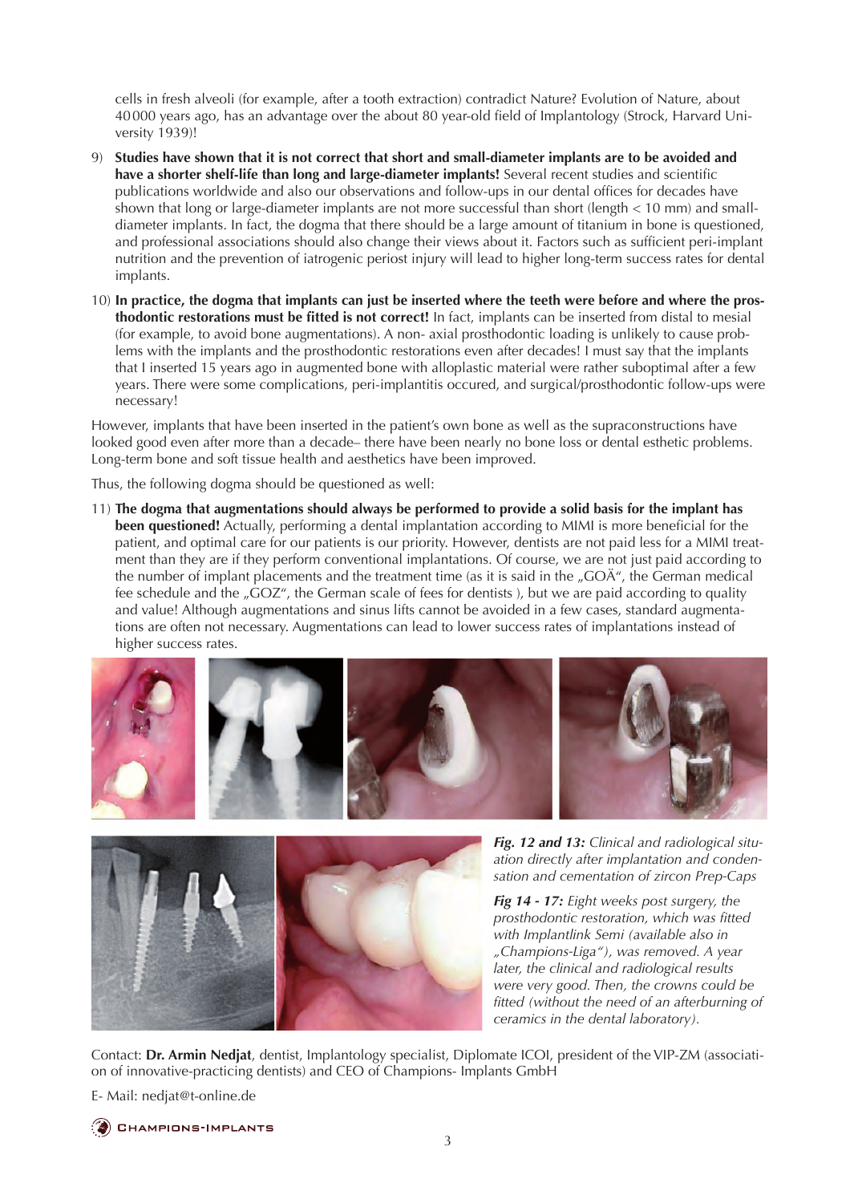cells in fresh alveoli (for example, after a tooth extraction) contradict Nature? Evolution of Nature, about 40 000 years ago, has an advantage over the about 80 year-old field of Implantology (Strock, Harvard University 1939)!

9) **Studies have shown that it is not correct that short and small-diameter implants are to be avoided and have a shorter shelf-life than long and large-diameter implants!** Several recent studies and scientific publications worldwide and also our observations and follow-ups in our dental offices for decades have shown that long or large-diameter implants are not more successful than short (length < 10 mm) and small-diameter implants. In fact, the dogma that there should be a large amount of titanium in bone is questioned, and professional associations should also change their views about it. Factors such as sufficient peri-implant nutrition and the prevention of iatrogenic periost injury will lead to higher long-term success rates for dental implants.

10) **In practice, the dogma that implants can just be inserted where the teeth were before and where the prosthodontic restorations must be fitted is not correct!** In fact, implants can be inserted from distal to mesial (for example, to avoid bone augmentations). A non- axial prosthodontic loading is unlikely to cause problems with the implants and the prosthodontic restorations even after decades! I must say that the implants that I inserted 15 years ago in augmented bone with alloplastic material were rather suboptimal after a few years. There were some complications, peri-implantitis occured, and surgical/prosthodontic follow-ups were necessary!

However, implants that have been inserted in the patient's own bone as well as the supraconstructions have looked good even after more than a decade– there have been nearly no bone loss or dental esthetic problems. Long-term bone and soft tissue health and aesthetics have been improved.

Thus, the following dogma should be questioned as well:

11) **The dogma that augmentations should always be performed to provide a solid basis for the implant has been questioned!** Actually, performing a dental implantation according to MIMI is more beneficial for the patient, and optimal care for our patients is our priority. However, dentists are not paid less for a MIMI treatment than they are if they perform conventional implantations. Of course, we are not just paid according to the number of implant placements and the treatment time (as it is said in the „GOÄ", the German medical fee schedule and the „GOZ", the German scale of fees for dentists ), but we are paid according to quality and value! Although augmentations and sinus lifts cannot be avoided in a few cases, standard augmentations are often not necessary. Augmentations can lead to lower success rates of implantations instead of higher success rates.

***Fig. 12 and 13:*** *Clinical and radiological situation directly after implantation and condensation and cementation of zircon Prep-Caps*

***Fig 14 - 17:*** *Eight weeks post surgery, the prosthodontic restoration, which was fitted with Implantlink Semi (available also in „Champions-Liga"), was removed. A year later, the clinical and radiological results were very good. Then, the crowns could be fitted (without the need of an afterburning of ceramics in the dental laboratory).*

Contact: **Dr. Armin Nedjat**, dentist, Implantology specialist, Diplomate ICOI, president of the VIP-ZM (association of innovative-practicing dentists) and CEO of Champions- Implants GmbH

E- Mail: nedjat@t-online.de

Champions-Implants